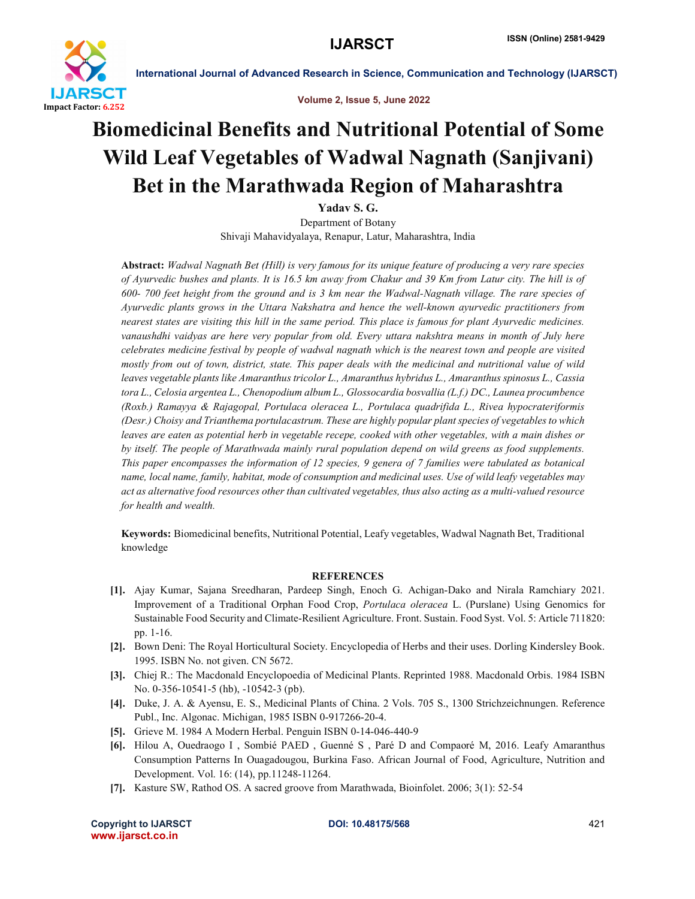# Biomedicinal Benefits and Nutritional Potential of Some Wild Leaf Vegetables of Wadwal Nagnath (Sanjivani) Bet in the Marathwada Region of Maharashtra

**Yadav S. G.**

Department of Botany

Shivaji Mahavidyalaya, Renapur, Latur, Maharashtra, India

**Abstract:** *Wadwal Nagnath Bet (Hill) is very famous for its unique feature of producing a very rare species of Ayurvedic bushes and plants. It is 16.5 km away from Chakur and 39 Km from Latur city. The hill is of 600- 700 feet height from the ground and is 3 km near the Wadwal-Nagnath village. The rare species of Ayurvedic plants grows in the Uttara Nakshatra and hence the well-known ayurvedic practitioners from nearest states are visiting this hill in the same period. This place is famous for plant Ayurvedic medicines. vanaushdhi vaidyas are here very popular from old. Every uttara nakshtra means in month of July here celebrates medicine festival by people of wadwal nagnath which is the nearest town and people are visited mostly from out of town, district, state. This paper deals with the medicinal and nutritional value of wild leaves vegetable plants like Amaranthus tricolor L., Amaranthus hybridus L., Amaranthus spinosus L., Cassia tora L., Celosia argentea L., Chenopodium album L., Glossocardia bosvallia (L.f.) DC., Launea procumbence (Roxb.) Ramayya & Rajagopal, Portulaca oleracea L., Portulaca quadrifida L., Rivea hypocrateriformis (Desr.) Choisy and Trianthema portulacastrum. These are highly popular plant species of vegetables to which leaves are eaten as potential herb in vegetable recepe, cooked with other vegetables, with a main dishes or by itself. The people of Marathwada mainly rural population depend on wild greens as food supplements. This paper encompasses the information of 12 species, 9 genera of 7 families were tabulated as botanical name, local name, family, habitat, mode of consumption and medicinal uses. Use of wild leafy vegetables may act as alternative food resources other than cultivated vegetables, thus also acting as a multi-valued resource for health and wealth.*

**Keywords:** Biomedicinal benefits, Nutritional Potential, Leafy vegetables, Wadwal Nagnath Bet, Traditional knowledge

## REFERENCES

[1]. Ajay Kumar, Sajana Sreedharan, Pardeep Singh, Enoch G. Achigan-Dako and Nirala Ramchiary 2021. Improvement of a Traditional Orphan Food Crop, *Portulaca oleracea* L. (Purslane) Using Genomics for Sustainable Food Security and Climate-Resilient Agriculture. Front. Sustain. Food Syst. Vol. 5: Article 711820: pp. 1-16.

[2]. Bown Deni: The Royal Horticultural Society. Encyclopedia of Herbs and their uses. Dorling Kindersley Book. 1995. ISBN No. not given. CN 5672.

[3]. Chiej R.: The Macdonald Encyclopoedia of Medicinal Plants. Reprinted 1988. Macdonald Orbis. 1984 ISBN No. 0-356-10541-5 (hb), -10542-3 (pb).

[4]. Duke, J. A. & Ayensu, E. S., Medicinal Plants of China. 2 Vols. 705 S., 1300 Strichzeichnungen. Reference Publ., Inc. Algonac. Michigan, 1985 ISBN 0-917266-20-4.

[5]. Grieve M. 1984 A Modern Herbal. Penguin ISBN 0-14-046-440-9

[6]. Hilou A, Ouedraogo I , Sombié PAED , Guenné S , Paré D and Compaoré M, 2016. Leafy Amaranthus Consumption Patterns In Ouagadougou, Burkina Faso. African Journal of Food, Agriculture, Nutrition and Development. Vol. 16: (14), pp.11248-11264.

[7]. Kasture SW, Rathod OS. A sacred groove from Marathwada, Bioinfolet. 2006; 3(1): 52-54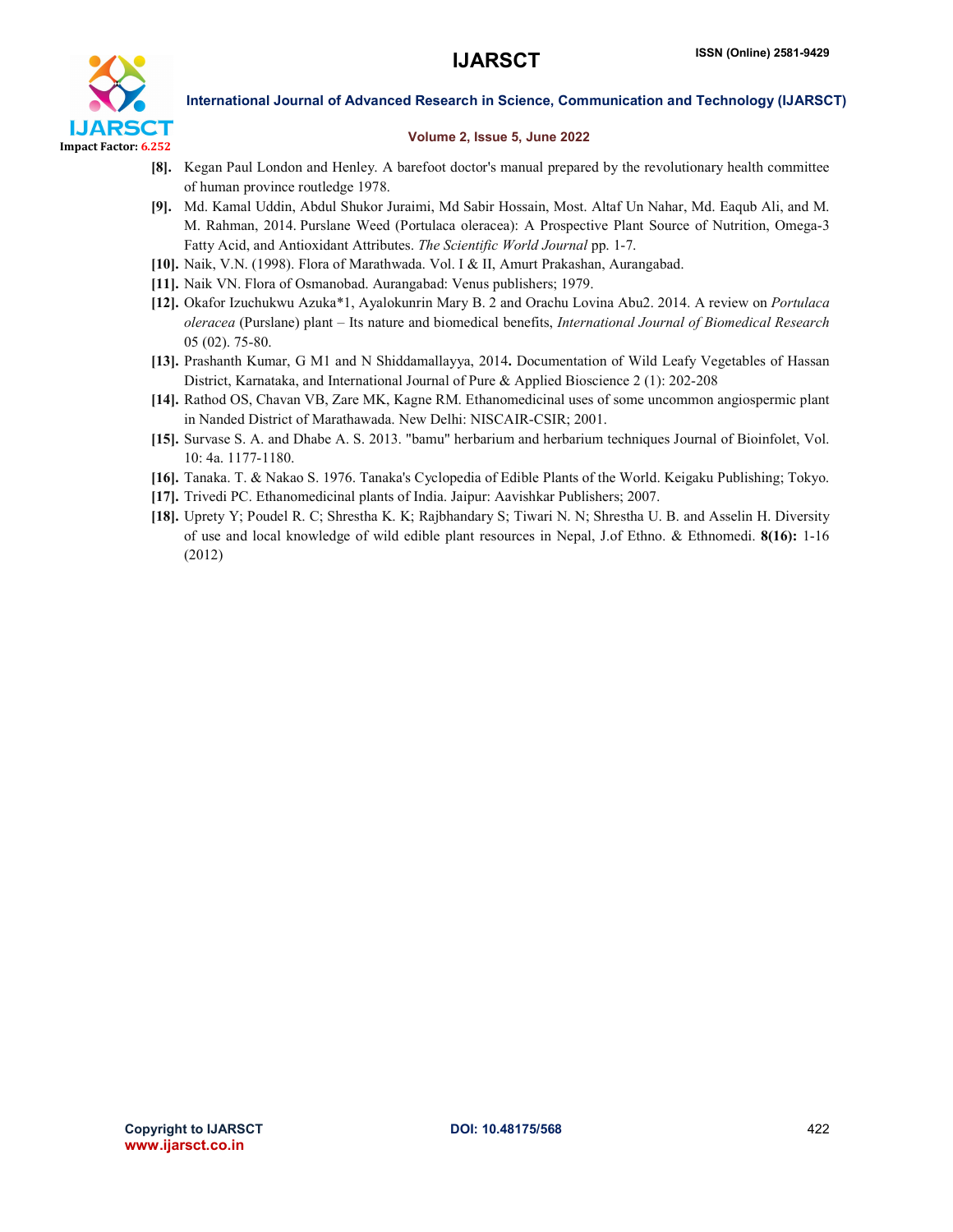[8]. Kegan Paul London and Henley. A barefoot doctor's manual prepared by the revolutionary health committee of human province routledge 1978.

[9]. Md. Kamal Uddin, Abdul Shukor Juraimi, Md Sabir Hossain, Most. Altaf Un Nahar, Md. Eaqub Ali, and M. M. Rahman, 2014. Purslane Weed (Portulaca oleracea): A Prospective Plant Source of Nutrition, Omega-3 Fatty Acid, and Antioxidant Attributes. *The Scientific World Journal* pp. 1-7.

[10]. Naik, V.N. (1998). Flora of Marathwada. Vol. I & II, Amurt Prakashan, Aurangabad.

[11]. Naik VN. Flora of Osmanobad. Aurangabad: Venus publishers; 1979.

[12]. Okafor Izuchukwu Azuka*1, Ayalokunrin Mary B. 2 and Orachu Lovina Abu2. 2014. A review on *Portulaca oleracea* (Purslane) plant – Its nature and biomedical benefits, *International Journal of Biomedical Research* 05 (02). 75-80.

[13]. Prashanth Kumar, G M1 and N Shiddamallayya, 2014**.** Documentation of Wild Leafy Vegetables of Hassan District, Karnataka, and International Journal of Pure & Applied Bioscience 2 (1): 202-208

[14]. Rathod OS, Chavan VB, Zare MK, Kagne RM. Ethanomedicinal uses of some uncommon angiospermic plant in Nanded District of Marathawada. New Delhi: NISCAIR-CSIR; 2001.

[15]. Survase S. A. and Dhabe A. S. 2013. "bamu" herbarium and herbarium techniques Journal of Bioinfolet, Vol. 10: 4a. 1177-1180.

[16]. Tanaka. T. & Nakao S. 1976. Tanaka's Cyclopedia of Edible Plants of the World. Keigaku Publishing; Tokyo.

[17]. Trivedi PC. Ethanomedicinal plants of India. Jaipur: Aavishkar Publishers; 2007.

[18]. Uprety Y; Poudel R. C; Shrestha K. K; Rajbhandary S; Tiwari N. N; Shrestha U. B. and Asselin H. Diversity of use and local knowledge of wild edible plant resources in Nepal, J.of Ethno. & Ethnomedi. **8(16):** 1-16 (2012)